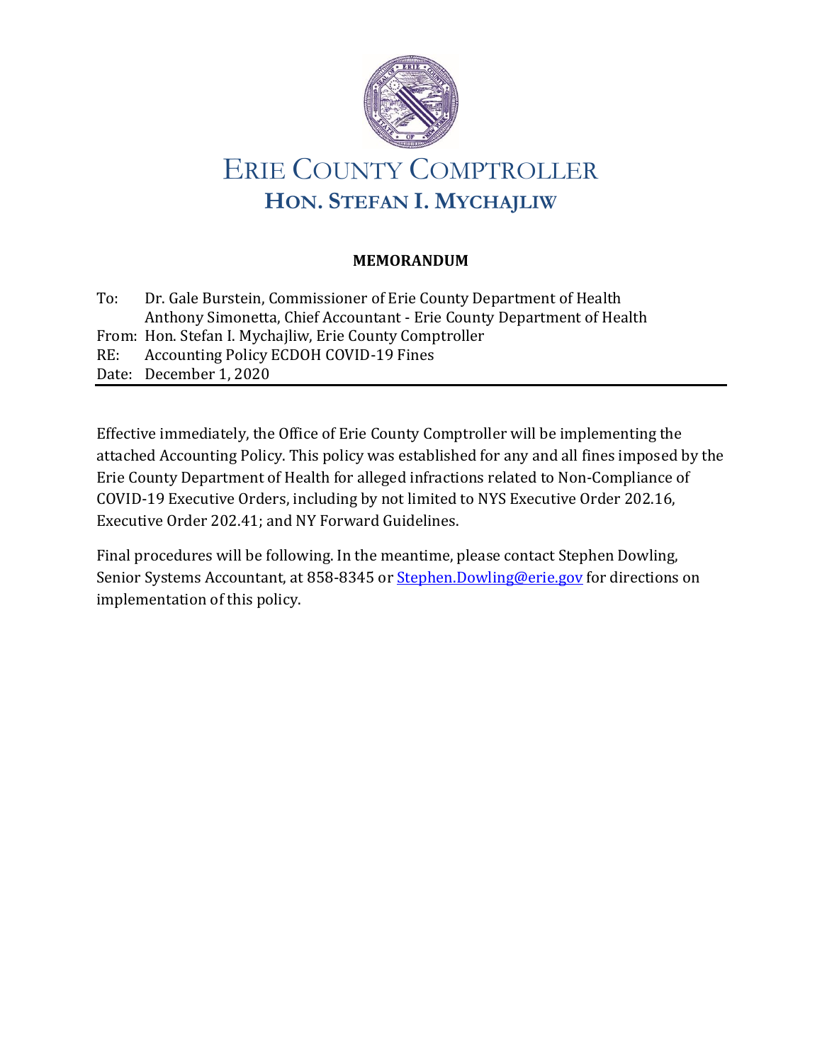# ERIE COUNTY COMPTROLLER

## HON. STEFAN I. MYCHAJLIW

**MEMORANDUM**

To: Dr. Gale Burstein, Commissioner of Erie County Department of Health
Anthony Simonetta, Chief Accountant - Erie County Department of Health
From: Hon. Stefan I. Mychajliw, Erie County Comptroller
RE: Accounting Policy ECDOH COVID-19 Fines
Date: December 1, 2020

---

Effective immediately, the Office of Erie County Comptroller will be implementing the attached Accounting Policy. This policy was established for any and all fines imposed by the Erie County Department of Health for alleged infractions related to Non-Compliance of COVID-19 Executive Orders, including by not limited to NYS Executive Order 202.16, Executive Order 202.41; and NY Forward Guidelines.

Final procedures will be following. In the meantime, please contact Stephen Dowling, Senior Systems Accountant, at 858-8345 or Stephen.Dowling@erie.gov for directions on implementation of this policy.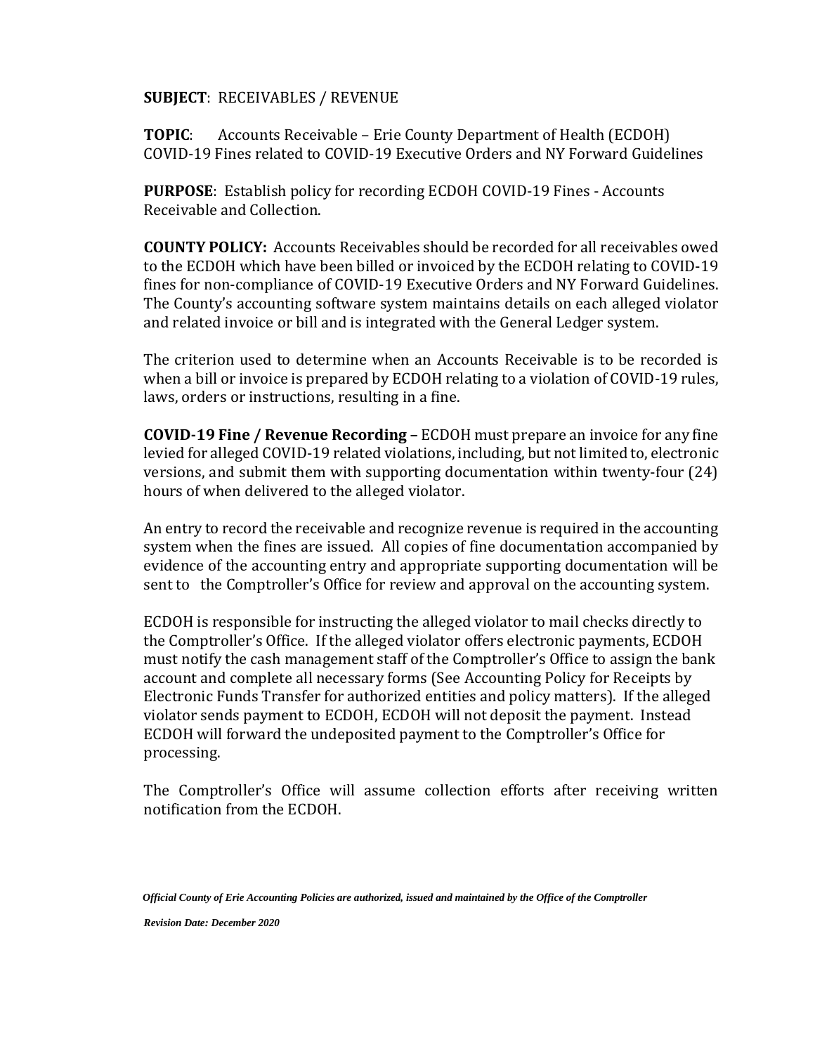**SUBJECT**: RECEIVABLES / REVENUE

**TOPIC**: Accounts Receivable – Erie County Department of Health (ECDOH) COVID-19 Fines related to COVID-19 Executive Orders and NY Forward Guidelines

**PURPOSE**: Establish policy for recording ECDOH COVID-19 Fines - Accounts Receivable and Collection.

**COUNTY POLICY:** Accounts Receivables should be recorded for all receivables owed to the ECDOH which have been billed or invoiced by the ECDOH relating to COVID-19 fines for non-compliance of COVID-19 Executive Orders and NY Forward Guidelines. The County's accounting software system maintains details on each alleged violator and related invoice or bill and is integrated with the General Ledger system.

The criterion used to determine when an Accounts Receivable is to be recorded is when a bill or invoice is prepared by ECDOH relating to a violation of COVID-19 rules, laws, orders or instructions, resulting in a fine.

**COVID-19 Fine / Revenue Recording –** ECDOH must prepare an invoice for any fine levied for alleged COVID-19 related violations, including, but not limited to, electronic versions, and submit them with supporting documentation within twenty-four (24) hours of when delivered to the alleged violator.

An entry to record the receivable and recognize revenue is required in the accounting system when the fines are issued. All copies of fine documentation accompanied by evidence of the accounting entry and appropriate supporting documentation will be sent to the Comptroller's Office for review and approval on the accounting system.

ECDOH is responsible for instructing the alleged violator to mail checks directly to the Comptroller's Office. If the alleged violator offers electronic payments, ECDOH must notify the cash management staff of the Comptroller's Office to assign the bank account and complete all necessary forms (See Accounting Policy for Receipts by Electronic Funds Transfer for authorized entities and policy matters). If the alleged violator sends payment to ECDOH, ECDOH will not deposit the payment. Instead ECDOH will forward the undeposited payment to the Comptroller's Office for processing.

The Comptroller's Office will assume collection efforts after receiving written notification from the ECDOH.